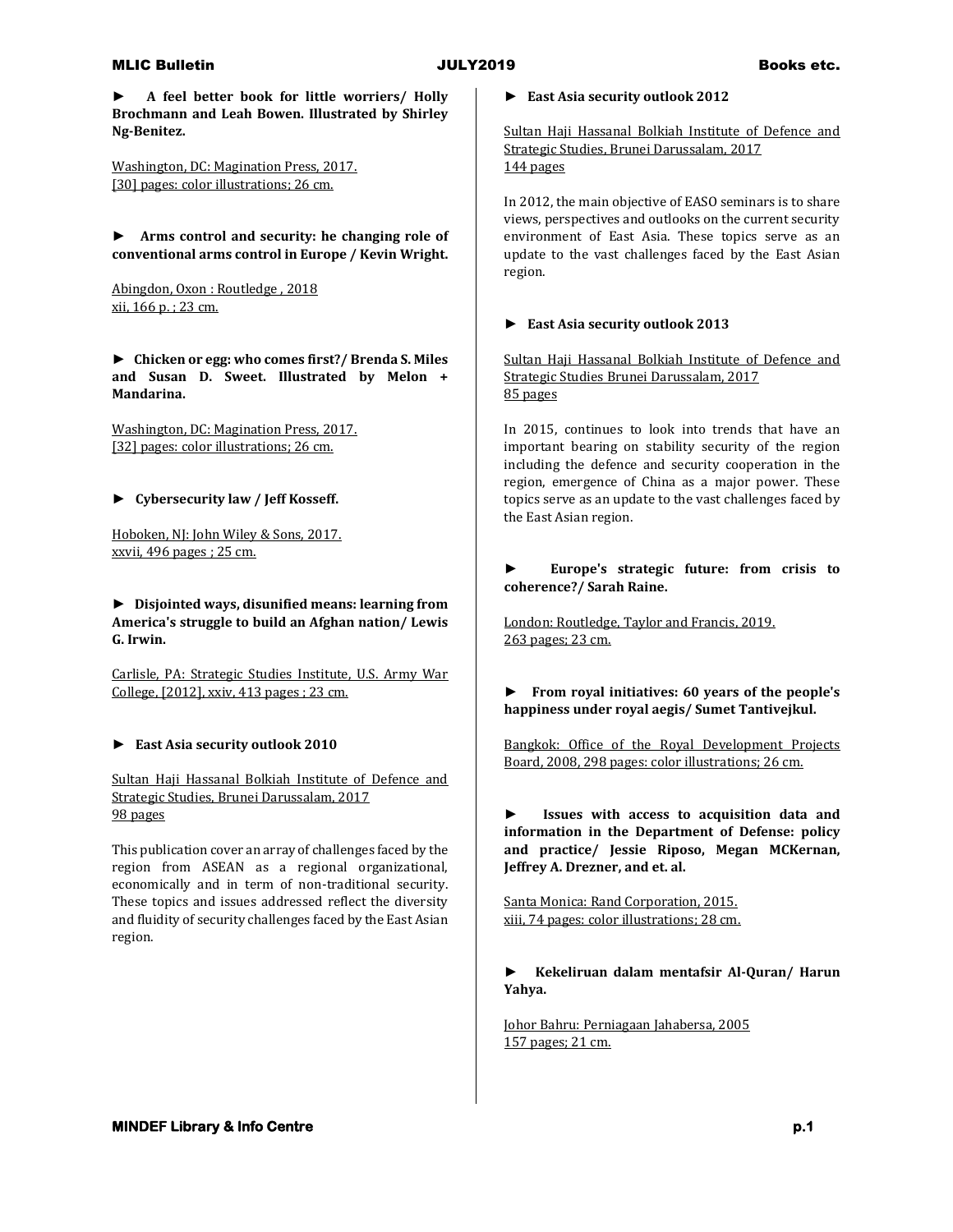► **A feel better book for little worriers/ Holly Brochmann and Leah Bowen. Illustrated by Shirley Ng-Benitez.**

Washington, DC: Magination Press, 2017.
[30] pages: color illustrations; 26 cm.

► **Arms control and security: he changing role of conventional arms control in Europe / Kevin Wright.**

Abingdon, Oxon : Routledge , 2018
xii, 166 p. ; 23 cm.

► **Chicken or egg: who comes first?/ Brenda S. Miles and Susan D. Sweet. Illustrated by Melon + Mandarina.**

Washington, DC: Magination Press, 2017.
[32] pages: color illustrations; 26 cm.

► **Cybersecurity law / Jeff Kosseff.**

Hoboken, NJ: John Wiley & Sons, 2017.
xxvii, 496 pages ; 25 cm.

► **Disjointed ways, disunified means: learning from America's struggle to build an Afghan nation/ Lewis G. Irwin.**

Carlisle, PA: Strategic Studies Institute, U.S. Army War College, [2012], xxiv, 413 pages ; 23 cm.

► **East Asia security outlook 2010**

Sultan Haji Hassanal Bolkiah Institute of Defence and Strategic Studies, Brunei Darussalam, 2017
98 pages

This publication cover an array of challenges faced by the region from ASEAN as a regional organizational, economically and in term of non-traditional security. These topics and issues addressed reflect the diversity and fluidity of security challenges faced by the East Asian region.

► **East Asia security outlook 2012**

Sultan Haji Hassanal Bolkiah Institute of Defence and Strategic Studies, Brunei Darussalam, 2017
144 pages

In 2012, the main objective of EASO seminars is to share views, perspectives and outlooks on the current security environment of East Asia. These topics serve as an update to the vast challenges faced by the East Asian region.

► **East Asia security outlook 2013**

Sultan Haji Hassanal Bolkiah Institute of Defence and Strategic Studies Brunei Darussalam, 2017
85 pages

In 2015, continues to look into trends that have an important bearing on stability security of the region including the defence and security cooperation in the region, emergence of China as a major power. These topics serve as an update to the vast challenges faced by the East Asian region.

► **Europe's strategic future: from crisis to coherence?/ Sarah Raine.**

London: Routledge, Taylor and Francis, 2019.
263 pages; 23 cm.

► **From royal initiatives: 60 years of the people's happiness under royal aegis/ Sumet Tantivejkul.**

Bangkok: Office of the Royal Development Projects Board, 2008, 298 pages: color illustrations; 26 cm.

► **Issues with access to acquisition data and information in the Department of Defense: policy and practice/ Jessie Riposo, Megan MCKernan, Jeffrey A. Drezner, and et. al.**

Santa Monica: Rand Corporation, 2015.
xiii, 74 pages: color illustrations; 28 cm.

► **Kekeliruan dalam mentafsir Al-Quran/ Harun Yahya.**

Johor Bahru: Perniagaan Jahabersa, 2005
157 pages; 21 cm.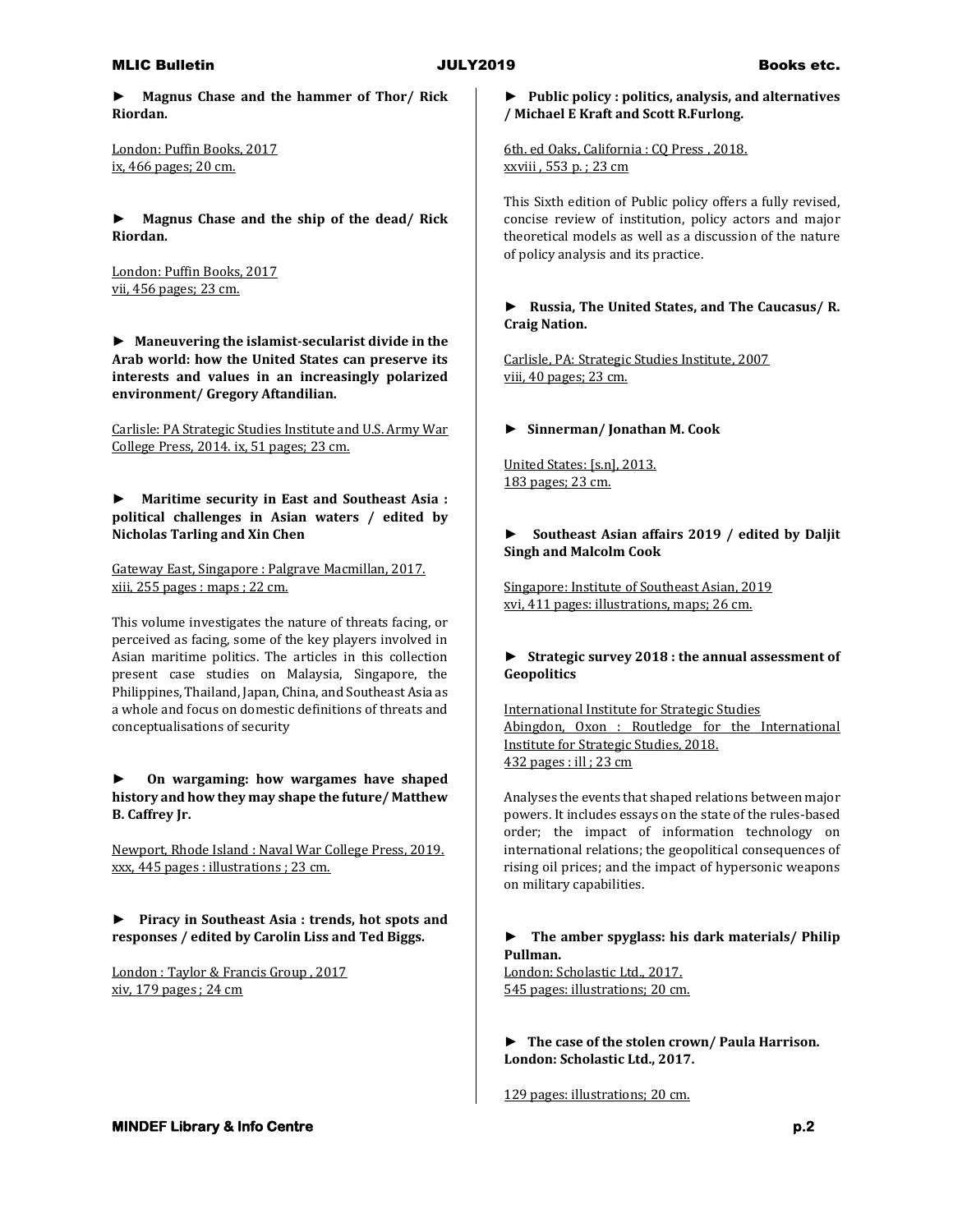► **Magnus Chase and the hammer of Thor/ Rick Riordan.**

London: Puffin Books, 2017
ix, 466 pages; 20 cm.

► **Magnus Chase and the ship of the dead/ Rick Riordan.**

London: Puffin Books, 2017
vii, 456 pages; 23 cm.

► **Maneuvering the islamist-secularist divide in the Arab world: how the United States can preserve its interests and values in an increasingly polarized environment/ Gregory Aftandilian.**

Carlisle: PA Strategic Studies Institute and U.S. Army War College Press, 2014. ix, 51 pages; 23 cm.

► **Maritime security in East and Southeast Asia : political challenges in Asian waters / edited by Nicholas Tarling and Xin Chen**

Gateway East, Singapore : Palgrave Macmillan, 2017.
xiii, 255 pages : maps ; 22 cm.

This volume investigates the nature of threats facing, or perceived as facing, some of the key players involved in Asian maritime politics. The articles in this collection present case studies on Malaysia, Singapore, the Philippines, Thailand, Japan, China, and Southeast Asia as a whole and focus on domestic definitions of threats and conceptualisations of security

► **On wargaming: how wargames have shaped history and how they may shape the future/ Matthew B. Caffrey Jr.**

Newport, Rhode Island : Naval War College Press, 2019.
xxx, 445 pages : illustrations ; 23 cm.

► **Piracy in Southeast Asia : trends, hot spots and responses / edited by Carolin Liss and Ted Biggs.**

London : Taylor & Francis Group , 2017
xiv, 179 pages ; 24 cm

► **Public policy : politics, analysis, and alternatives / Michael E Kraft and Scott R.Furlong.**

6th. ed Oaks, California : CQ Press , 2018.
xxviii , 553 p. ; 23 cm

This Sixth edition of Public policy offers a fully revised, concise review of institution, policy actors and major theoretical models as well as a discussion of the nature of policy analysis and its practice.

► **Russia, The United States, and The Caucasus/ R. Craig Nation.**

Carlisle, PA: Strategic Studies Institute, 2007
viii, 40 pages; 23 cm.

► **Sinnerman/ Jonathan M. Cook**

United States: [s.n], 2013.
183 pages; 23 cm.

► **Southeast Asian affairs 2019 / edited by Daljit Singh and Malcolm Cook**

Singapore: Institute of Southeast Asian, 2019
xvi, 411 pages: illustrations, maps; 26 cm.

► **Strategic survey 2018 : the annual assessment of Geopolitics**

International Institute for Strategic Studies
Abingdon, Oxon : Routledge for the International Institute for Strategic Studies, 2018.
432 pages : ill ; 23 cm

Analyses the events that shaped relations between major powers. It includes essays on the state of the rules-based order; the impact of information technology on international relations; the geopolitical consequences of rising oil prices; and the impact of hypersonic weapons on military capabilities.

► **The amber spyglass: his dark materials/ Philip Pullman.**
London: Scholastic Ltd., 2017.
545 pages: illustrations; 20 cm.

► **The case of the stolen crown/ Paula Harrison. London: Scholastic Ltd., 2017.**

129 pages: illustrations; 20 cm.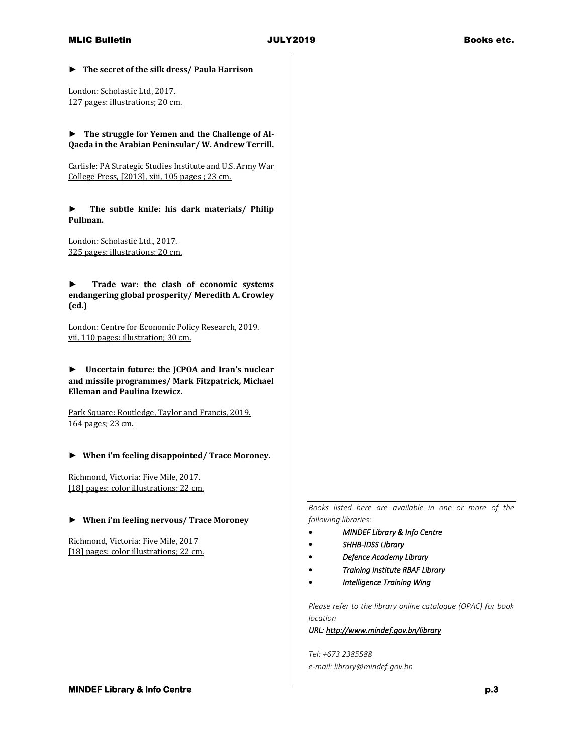► **The secret of the silk dress/ Paula Harrison**

London: Scholastic Ltd, 2017.
127 pages: illustrations; 20 cm.

► **The struggle for Yemen and the Challenge of Al-Qaeda in the Arabian Peninsular/ W. Andrew Terrill.**

Carlisle: PA Strategic Studies Institute and U.S. Army War College Press, [2013], xiii, 105 pages ; 23 cm.

► **The subtle knife: his dark materials/ Philip Pullman.**

London: Scholastic Ltd., 2017.
325 pages: illustrations; 20 cm.

► **Trade war: the clash of economic systems endangering global prosperity/ Meredith A. Crowley (ed.)**

London: Centre for Economic Policy Research, 2019.
vii, 110 pages: illustration; 30 cm.

► **Uncertain future: the JCPOA and Iran's nuclear and missile programmes/ Mark Fitzpatrick, Michael Elleman and Paulina Izewicz.**

Park Square: Routledge, Taylor and Francis, 2019.
164 pages; 23 cm.

► **When i'm feeling disappointed/ Trace Moroney.**

Richmond, Victoria: Five Mile, 2017.
[18] pages: color illustrations; 22 cm.

► **When i'm feeling nervous/ Trace Moroney**

Richmond, Victoria: Five Mile, 2017
[18] pages: color illustrations; 22 cm.

---

*Books listed here are available in one or more of the following libraries:*

- *MINDEF Library & Info Centre*
- *SHHB-IDSS Library*
- *Defence Academy Library*
- *Training Institute RBAF Library*
- *Intelligence Training Wing*

*Please refer to the library online catalogue (OPAC) for book location*
*URL: http://www.mindef.gov.bn/library*

*Tel: +673 2385588*
*e-mail: library@mindef.gov.bn*